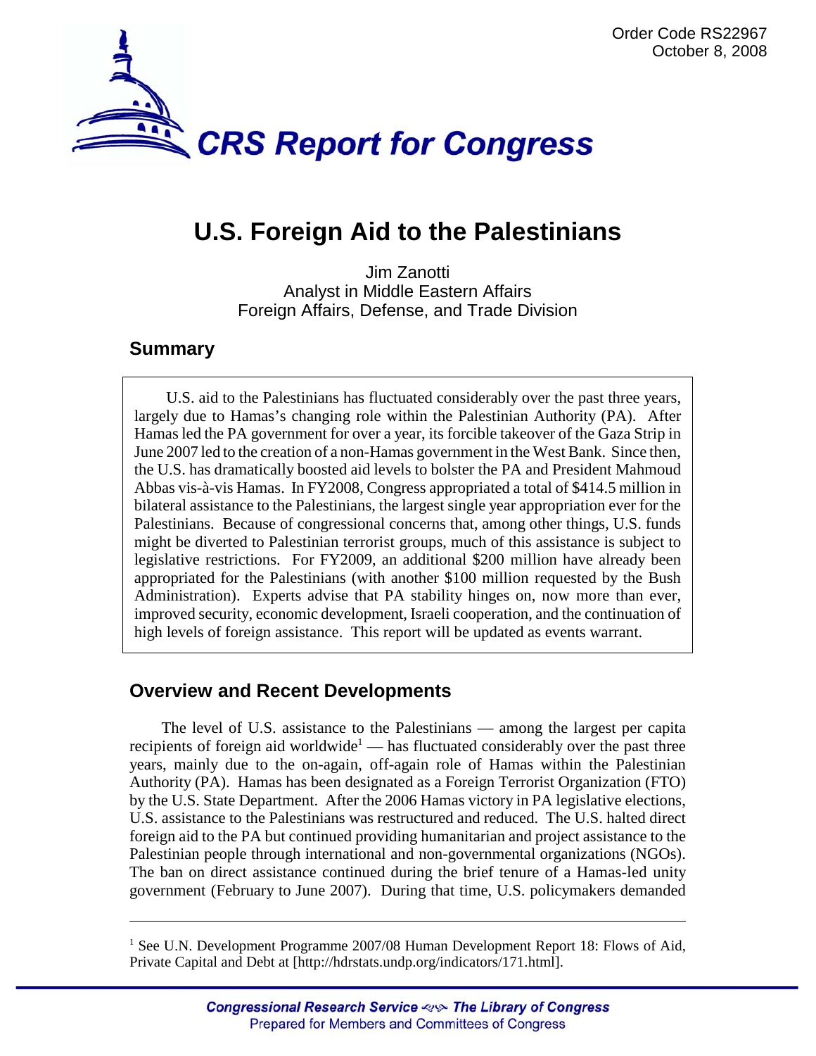Order Code RS22967
October 8, 2008

# CRS Report for Congress

# U.S. Foreign Aid to the Palestinians

Jim Zanotti
Analyst in Middle Eastern Affairs
Foreign Affairs, Defense, and Trade Division

## Summary

U.S. aid to the Palestinians has fluctuated considerably over the past three years, largely due to Hamas's changing role within the Palestinian Authority (PA). After Hamas led the PA government for over a year, its forcible takeover of the Gaza Strip in June 2007 led to the creation of a non-Hamas government in the West Bank. Since then, the U.S. has dramatically boosted aid levels to bolster the PA and President Mahmoud Abbas vis-à-vis Hamas. In FY2008, Congress appropriated a total of $414.5 million in bilateral assistance to the Palestinians, the largest single year appropriation ever for the Palestinians. Because of congressional concerns that, among other things, U.S. funds might be diverted to Palestinian terrorist groups, much of this assistance is subject to legislative restrictions. For FY2009, an additional $200 million have already been appropriated for the Palestinians (with another $100 million requested by the Bush Administration). Experts advise that PA stability hinges on, now more than ever, improved security, economic development, Israeli cooperation, and the continuation of high levels of foreign assistance. This report will be updated as events warrant.

## Overview and Recent Developments

The level of U.S. assistance to the Palestinians — among the largest per capita recipients of foreign aid worldwide[1] — has fluctuated considerably over the past three years, mainly due to the on-again, off-again role of Hamas within the Palestinian Authority (PA). Hamas has been designated as a Foreign Terrorist Organization (FTO) by the U.S. State Department. After the 2006 Hamas victory in PA legislative elections, U.S. assistance to the Palestinians was restructured and reduced. The U.S. halted direct foreign aid to the PA but continued providing humanitarian and project assistance to the Palestinian people through international and non-governmental organizations (NGOs). The ban on direct assistance continued during the brief tenure of a Hamas-led unity government (February to June 2007). During that time, U.S. policymakers demanded

---

[1] See U.N. Development Programme 2007/08 Human Development Report 18: Flows of Aid, Private Capital and Debt at [http://hdrstats.undp.org/indicators/171.html].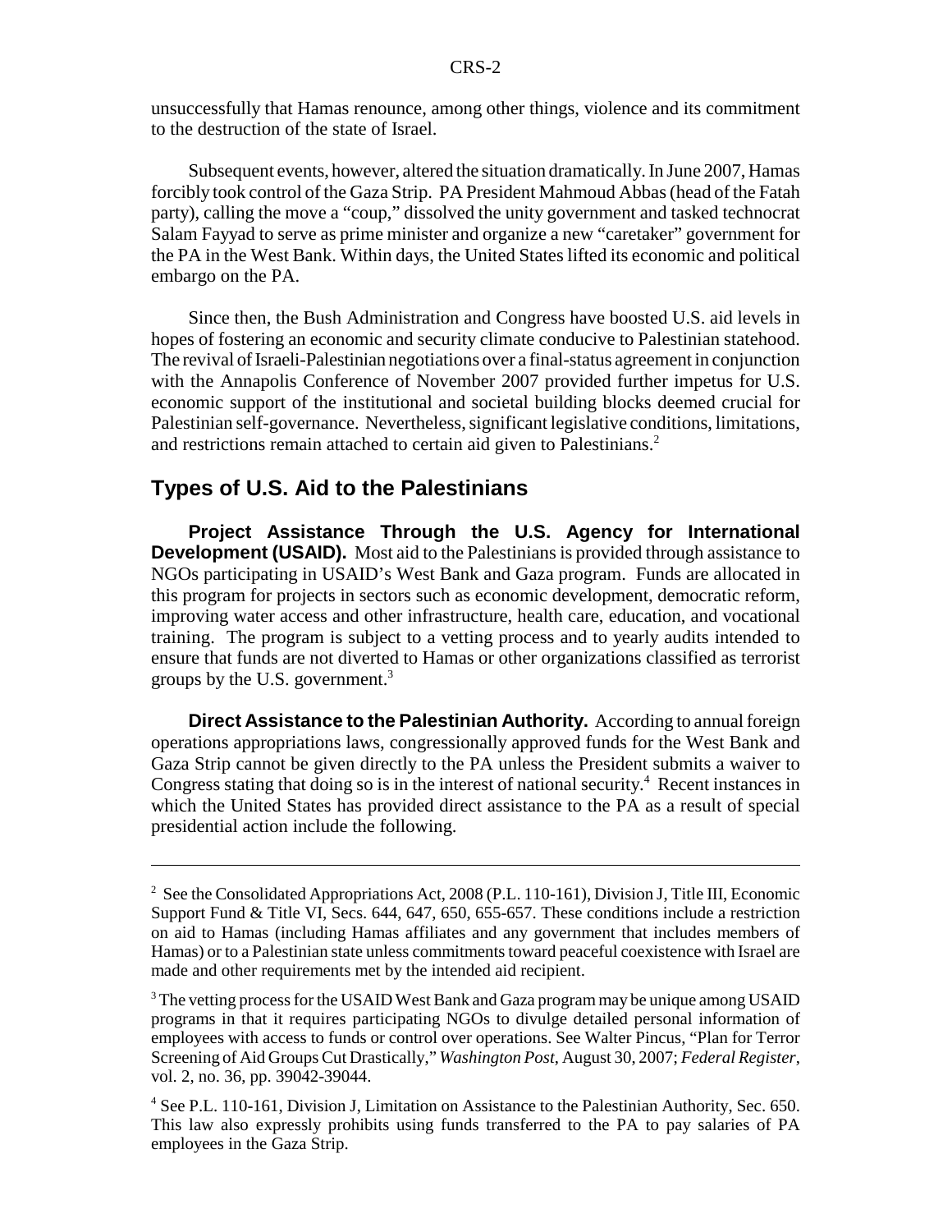unsuccessfully that Hamas renounce, among other things, violence and its commitment to the destruction of the state of Israel.

Subsequent events, however, altered the situation dramatically. In June 2007, Hamas forcibly took control of the Gaza Strip. PA President Mahmoud Abbas (head of the Fatah party), calling the move a "coup," dissolved the unity government and tasked technocrat Salam Fayyad to serve as prime minister and organize a new "caretaker" government for the PA in the West Bank. Within days, the United States lifted its economic and political embargo on the PA.

Since then, the Bush Administration and Congress have boosted U.S. aid levels in hopes of fostering an economic and security climate conducive to Palestinian statehood. The revival of Israeli-Palestinian negotiations over a final-status agreement in conjunction with the Annapolis Conference of November 2007 provided further impetus for U.S. economic support of the institutional and societal building blocks deemed crucial for Palestinian self-governance. Nevertheless, significant legislative conditions, limitations, and restrictions remain attached to certain aid given to Palestinians.[2]

## Types of U.S. Aid to the Palestinians

**Project Assistance Through the U.S. Agency for International Development (USAID).** Most aid to the Palestinians is provided through assistance to NGOs participating in USAID's West Bank and Gaza program. Funds are allocated in this program for projects in sectors such as economic development, democratic reform, improving water access and other infrastructure, health care, education, and vocational training. The program is subject to a vetting process and to yearly audits intended to ensure that funds are not diverted to Hamas or other organizations classified as terrorist groups by the U.S. government.[3]

**Direct Assistance to the Palestinian Authority.** According to annual foreign operations appropriations laws, congressionally approved funds for the West Bank and Gaza Strip cannot be given directly to the PA unless the President submits a waiver to Congress stating that doing so is in the interest of national security.[4] Recent instances in which the United States has provided direct assistance to the PA as a result of special presidential action include the following.

---

[2] See the Consolidated Appropriations Act, 2008 (P.L. 110-161), Division J, Title III, Economic Support Fund & Title VI, Secs. 644, 647, 650, 655-657. These conditions include a restriction on aid to Hamas (including Hamas affiliates and any government that includes members of Hamas) or to a Palestinian state unless commitments toward peaceful coexistence with Israel are made and other requirements met by the intended aid recipient.

[3] The vetting process for the USAID West Bank and Gaza program may be unique among USAID programs in that it requires participating NGOs to divulge detailed personal information of employees with access to funds or control over operations. See Walter Pincus, "Plan for Terror Screening of Aid Groups Cut Drastically," *Washington Post*, August 30, 2007; *Federal Register*, vol. 2, no. 36, pp. 39042-39044.

[4] See P.L. 110-161, Division J, Limitation on Assistance to the Palestinian Authority, Sec. 650. This law also expressly prohibits using funds transferred to the PA to pay salaries of PA employees in the Gaza Strip.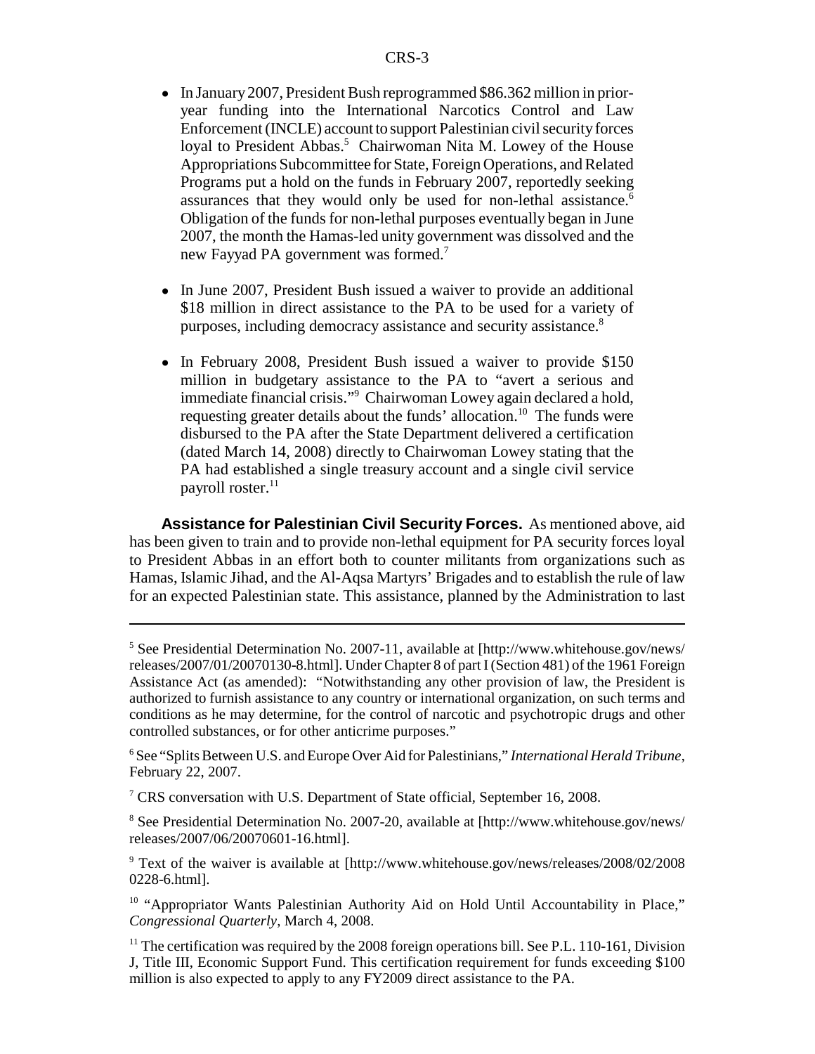- In January 2007, President Bush reprogrammed $86.362 million in prior-year funding into the International Narcotics Control and Law Enforcement (INCLE) account to support Palestinian civil security forces loyal to President Abbas.[5] Chairwoman Nita M. Lowey of the House Appropriations Subcommittee for State, Foreign Operations, and Related Programs put a hold on the funds in February 2007, reportedly seeking assurances that they would only be used for non-lethal assistance.[6] Obligation of the funds for non-lethal purposes eventually began in June 2007, the month the Hamas-led unity government was dissolved and the new Fayyad PA government was formed.[7]

- In June 2007, President Bush issued a waiver to provide an additional $18 million in direct assistance to the PA to be used for a variety of purposes, including democracy assistance and security assistance.[8]

- In February 2008, President Bush issued a waiver to provide $150 million in budgetary assistance to the PA to "avert a serious and immediate financial crisis."[9] Chairwoman Lowey again declared a hold, requesting greater details about the funds' allocation.[10] The funds were disbursed to the PA after the State Department delivered a certification (dated March 14, 2008) directly to Chairwoman Lowey stating that the PA had established a single treasury account and a single civil service payroll roster.[11]

**Assistance for Palestinian Civil Security Forces.** As mentioned above, aid has been given to train and to provide non-lethal equipment for PA security forces loyal to President Abbas in an effort both to counter militants from organizations such as Hamas, Islamic Jihad, and the Al-Aqsa Martyrs' Brigades and to establish the rule of law for an expected Palestinian state. This assistance, planned by the Administration to last

---

[5] See Presidential Determination No. 2007-11, available at [http://www.whitehouse.gov/news/releases/2007/01/20070130-8.html]. Under Chapter 8 of part I (Section 481) of the 1961 Foreign Assistance Act (as amended): "Notwithstanding any other provision of law, the President is authorized to furnish assistance to any country or international organization, on such terms and conditions as he may determine, for the control of narcotic and psychotropic drugs and other controlled substances, or for other anticrime purposes."

[6] See "Splits Between U.S. and Europe Over Aid for Palestinians," *International Herald Tribune*, February 22, 2007.

[7] CRS conversation with U.S. Department of State official, September 16, 2008.

[8] See Presidential Determination No. 2007-20, available at [http://www.whitehouse.gov/news/releases/2007/06/20070601-16.html].

[9] Text of the waiver is available at [http://www.whitehouse.gov/news/releases/2008/02/20080228-6.html].

[10] "Appropriator Wants Palestinian Authority Aid on Hold Until Accountability in Place," *Congressional Quarterly*, March 4, 2008.

[11] The certification was required by the 2008 foreign operations bill. See P.L. 110-161, Division J, Title III, Economic Support Fund. This certification requirement for funds exceeding $100 million is also expected to apply to any FY2009 direct assistance to the PA.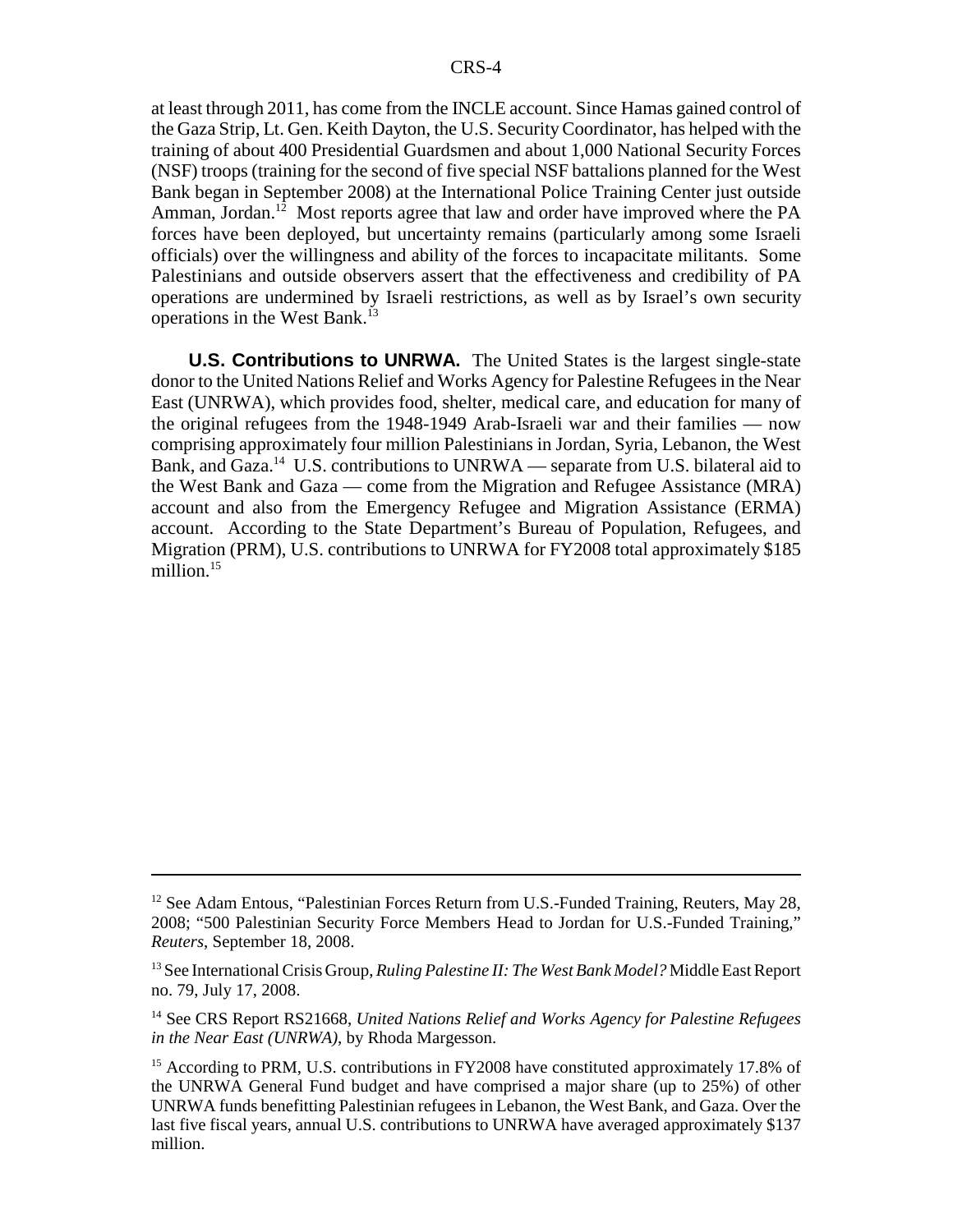at least through 2011, has come from the INCLE account. Since Hamas gained control of the Gaza Strip, Lt. Gen. Keith Dayton, the U.S. Security Coordinator, has helped with the training of about 400 Presidential Guardsmen and about 1,000 National Security Forces (NSF) troops (training for the second of five special NSF battalions planned for the West Bank began in September 2008) at the International Police Training Center just outside Amman, Jordan.[12] Most reports agree that law and order have improved where the PA forces have been deployed, but uncertainty remains (particularly among some Israeli officials) over the willingness and ability of the forces to incapacitate militants. Some Palestinians and outside observers assert that the effectiveness and credibility of PA operations are undermined by Israeli restrictions, as well as by Israel's own security operations in the West Bank.[13]

**U.S. Contributions to UNRWA.** The United States is the largest single-state donor to the United Nations Relief and Works Agency for Palestine Refugees in the Near East (UNRWA), which provides food, shelter, medical care, and education for many of the original refugees from the 1948-1949 Arab-Israeli war and their families — now comprising approximately four million Palestinians in Jordan, Syria, Lebanon, the West Bank, and Gaza.[14] U.S. contributions to UNRWA — separate from U.S. bilateral aid to the West Bank and Gaza — come from the Migration and Refugee Assistance (MRA) account and also from the Emergency Refugee and Migration Assistance (ERMA) account. According to the State Department's Bureau of Population, Refugees, and Migration (PRM), U.S. contributions to UNRWA for FY2008 total approximately $185 million.[15]

---

[12] See Adam Entous, "Palestinian Forces Return from U.S.-Funded Training, Reuters, May 28, 2008; "500 Palestinian Security Force Members Head to Jordan for U.S.-Funded Training," *Reuters*, September 18, 2008.

[13] See International Crisis Group, *Ruling Palestine II: The West Bank Model?* Middle East Report no. 79, July 17, 2008.

[14] See CRS Report RS21668, *United Nations Relief and Works Agency for Palestine Refugees in the Near East (UNRWA)*, by Rhoda Margesson.

[15] According to PRM, U.S. contributions in FY2008 have constituted approximately 17.8% of the UNRWA General Fund budget and have comprised a major share (up to 25%) of other UNRWA funds benefitting Palestinian refugees in Lebanon, the West Bank, and Gaza. Over the last five fiscal years, annual U.S. contributions to UNRWA have averaged approximately $137 million.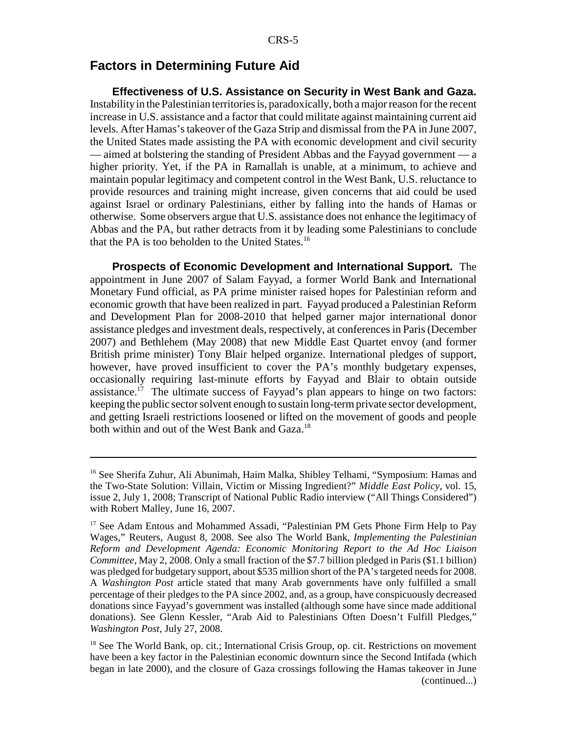## Factors in Determining Future Aid

**Effectiveness of U.S. Assistance on Security in West Bank and Gaza.** Instability in the Palestinian territories is, paradoxically, both a major reason for the recent increase in U.S. assistance and a factor that could militate against maintaining current aid levels. After Hamas's takeover of the Gaza Strip and dismissal from the PA in June 2007, the United States made assisting the PA with economic development and civil security — aimed at bolstering the standing of President Abbas and the Fayyad government — a higher priority. Yet, if the PA in Ramallah is unable, at a minimum, to achieve and maintain popular legitimacy and competent control in the West Bank, U.S. reluctance to provide resources and training might increase, given concerns that aid could be used against Israel or ordinary Palestinians, either by falling into the hands of Hamas or otherwise. Some observers argue that U.S. assistance does not enhance the legitimacy of Abbas and the PA, but rather detracts from it by leading some Palestinians to conclude that the PA is too beholden to the United States.[16]

**Prospects of Economic Development and International Support.** The appointment in June 2007 of Salam Fayyad, a former World Bank and International Monetary Fund official, as PA prime minister raised hopes for Palestinian reform and economic growth that have been realized in part. Fayyad produced a Palestinian Reform and Development Plan for 2008-2010 that helped garner major international donor assistance pledges and investment deals, respectively, at conferences in Paris (December 2007) and Bethlehem (May 2008) that new Middle East Quartet envoy (and former British prime minister) Tony Blair helped organize. International pledges of support, however, have proved insufficient to cover the PA's monthly budgetary expenses, occasionally requiring last-minute efforts by Fayyad and Blair to obtain outside assistance.[17] The ultimate success of Fayyad's plan appears to hinge on two factors: keeping the public sector solvent enough to sustain long-term private sector development, and getting Israeli restrictions loosened or lifted on the movement of goods and people both within and out of the West Bank and Gaza.[18]

---

[16] See Sherifa Zuhur, Ali Abunimah, Haim Malka, Shibley Telhami, "Symposium: Hamas and the Two-State Solution: Villain, Victim or Missing Ingredient?" *Middle East Policy*, vol. 15, issue 2, July 1, 2008; Transcript of National Public Radio interview ("All Things Considered") with Robert Malley, June 16, 2007.

[17] See Adam Entous and Mohammed Assadi, "Palestinian PM Gets Phone Firm Help to Pay Wages," Reuters, August 8, 2008. See also The World Bank, *Implementing the Palestinian Reform and Development Agenda: Economic Monitoring Report to the Ad Hoc Liaison Committee*, May 2, 2008. Only a small fraction of the $7.7 billion pledged in Paris ($1.1 billion) was pledged for budgetary support, about $535 million short of the PA's targeted needs for 2008. A *Washington Post* article stated that many Arab governments have only fulfilled a small percentage of their pledges to the PA since 2002, and, as a group, have conspicuously decreased donations since Fayyad's government was installed (although some have since made additional donations). See Glenn Kessler, "Arab Aid to Palestinians Often Doesn't Fulfill Pledges," *Washington Post*, July 27, 2008.

[18] See The World Bank, op. cit.; International Crisis Group, op. cit. Restrictions on movement have been a key factor in the Palestinian economic downturn since the Second Intifada (which began in late 2000), and the closure of Gaza crossings following the Hamas takeover in June (continued...)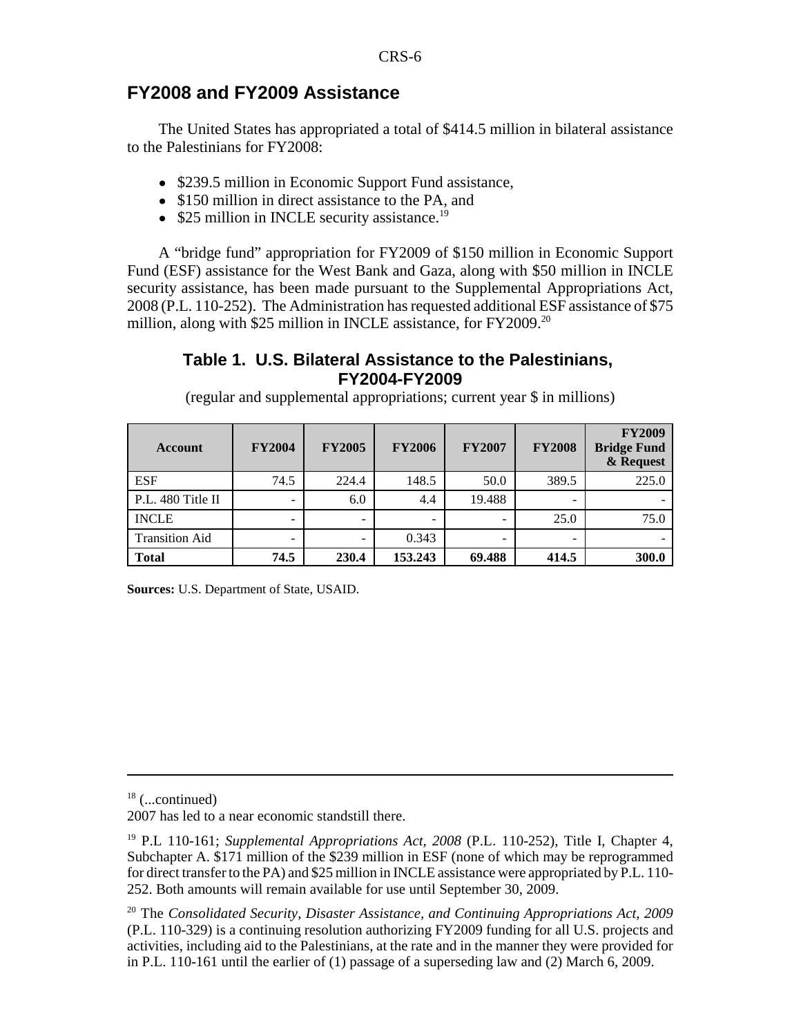## FY2008 and FY2009 Assistance

The United States has appropriated a total of $414.5 million in bilateral assistance to the Palestinians for FY2008:

- $239.5 million in Economic Support Fund assistance,
- $150 million in direct assistance to the PA, and
- $25 million in INCLE security assistance.[19]

A "bridge fund" appropriation for FY2009 of $150 million in Economic Support Fund (ESF) assistance for the West Bank and Gaza, along with $50 million in INCLE security assistance, has been made pursuant to the Supplemental Appropriations Act, 2008 (P.L. 110-252). The Administration has requested additional ESF assistance of $75 million, along with $25 million in INCLE assistance, for FY2009.[20]

### Table 1. U.S. Bilateral Assistance to the Palestinians, FY2004-FY2009

(regular and supplemental appropriations; current year $ in millions)

| Account | FY2004 | FY2005 | FY2006 | FY2007 | FY2008 | FY2009 Bridge Fund & Request |
|---|---|---|---|---|---|---|
| ESF | 74.5 | 224.4 | 148.5 | 50.0 | 389.5 | 225.0 |
| P.L. 480 Title II | - | 6.0 | 4.4 | 19.488 | - | - |
| INCLE | - | - | - | - | 25.0 | 75.0 |
| Transition Aid | - | - | 0.343 | - | - | - |
| **Total** | **74.5** | **230.4** | **153.243** | **69.488** | **414.5** | **300.0** |

**Sources:** U.S. Department of State, USAID.

---

[18] (...continued)
2007 has led to a near economic standstill there.

[19] P.L 110-161; *Supplemental Appropriations Act, 2008* (P.L. 110-252), Title I, Chapter 4, Subchapter A. $171 million of the $239 million in ESF (none of which may be reprogrammed for direct transfer to the PA) and $25 million in INCLE assistance were appropriated by P.L. 110-252. Both amounts will remain available for use until September 30, 2009.

[20] The *Consolidated Security, Disaster Assistance, and Continuing Appropriations Act, 2009* (P.L. 110-329) is a continuing resolution authorizing FY2009 funding for all U.S. projects and activities, including aid to the Palestinians, at the rate and in the manner they were provided for in P.L. 110-161 until the earlier of (1) passage of a superseding law and (2) March 6, 2009.